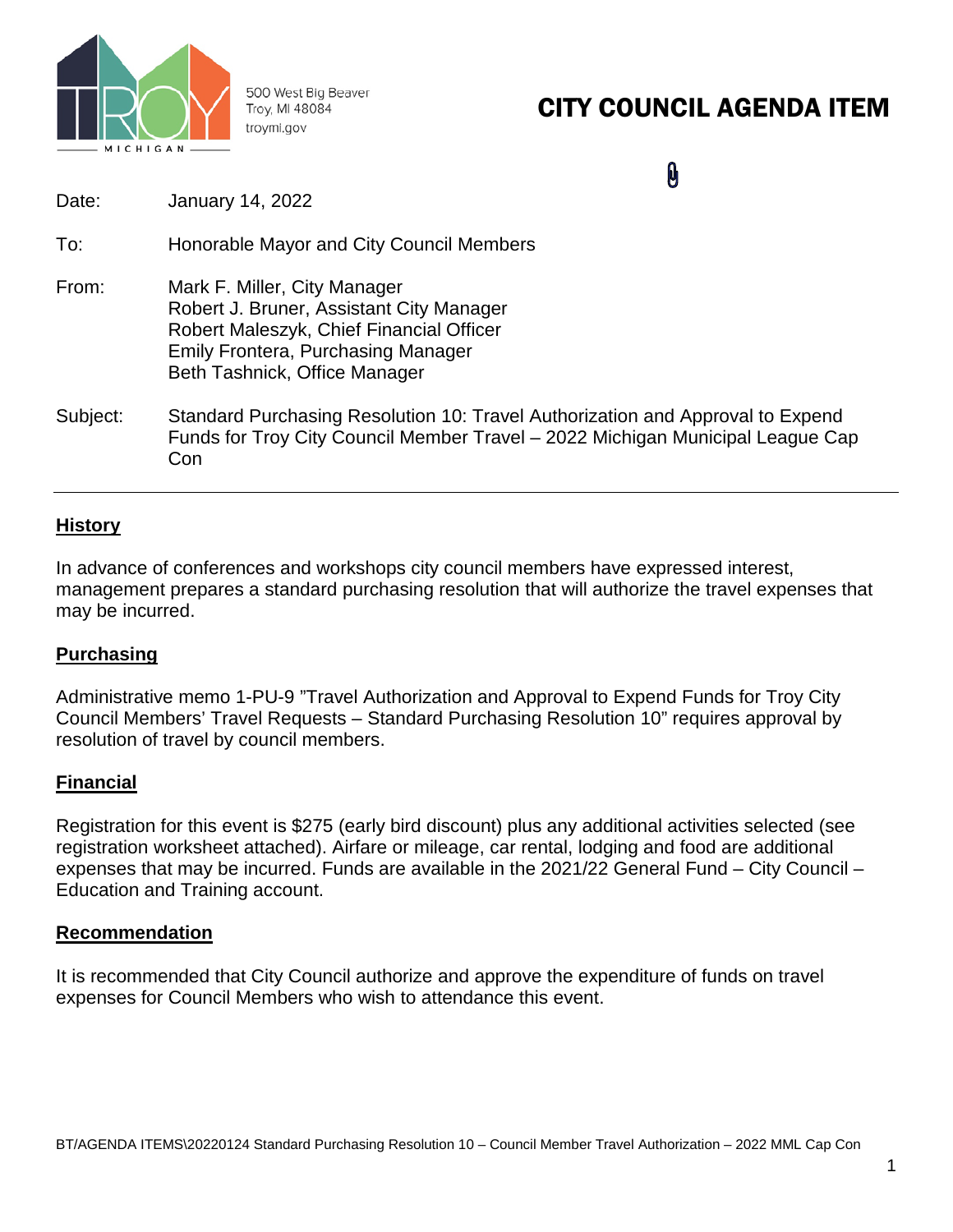500 West Big Beaver
Troy, MI 48084
troymi.gov

# CITY COUNCIL AGENDA ITEM

Date: January 14, 2022

To: Honorable Mayor and City Council Members

From: Mark F. Miller, City Manager
Robert J. Bruner, Assistant City Manager
Robert Maleszyk, Chief Financial Officer
Emily Frontera, Purchasing Manager
Beth Tashnick, Office Manager

Subject: Standard Purchasing Resolution 10: Travel Authorization and Approval to Expend Funds for Troy City Council Member Travel – 2022 Michigan Municipal League Cap Con

---

## History

In advance of conferences and workshops city council members have expressed interest, management prepares a standard purchasing resolution that will authorize the travel expenses that may be incurred.

## Purchasing

Administrative memo 1-PU-9 "Travel Authorization and Approval to Expend Funds for Troy City Council Members' Travel Requests – Standard Purchasing Resolution 10" requires approval by resolution of travel by council members.

## Financial

Registration for this event is $275 (early bird discount) plus any additional activities selected (see registration worksheet attached). Airfare or mileage, car rental, lodging and food are additional expenses that may be incurred. Funds are available in the 2021/22 General Fund – City Council – Education and Training account.

## Recommendation

It is recommended that City Council authorize and approve the expenditure of funds on travel expenses for Council Members who wish to attendance this event.

BT/AGENDA ITEMS\20220124 Standard Purchasing Resolution 10 – Council Member Travel Authorization – 2022 MML Cap Con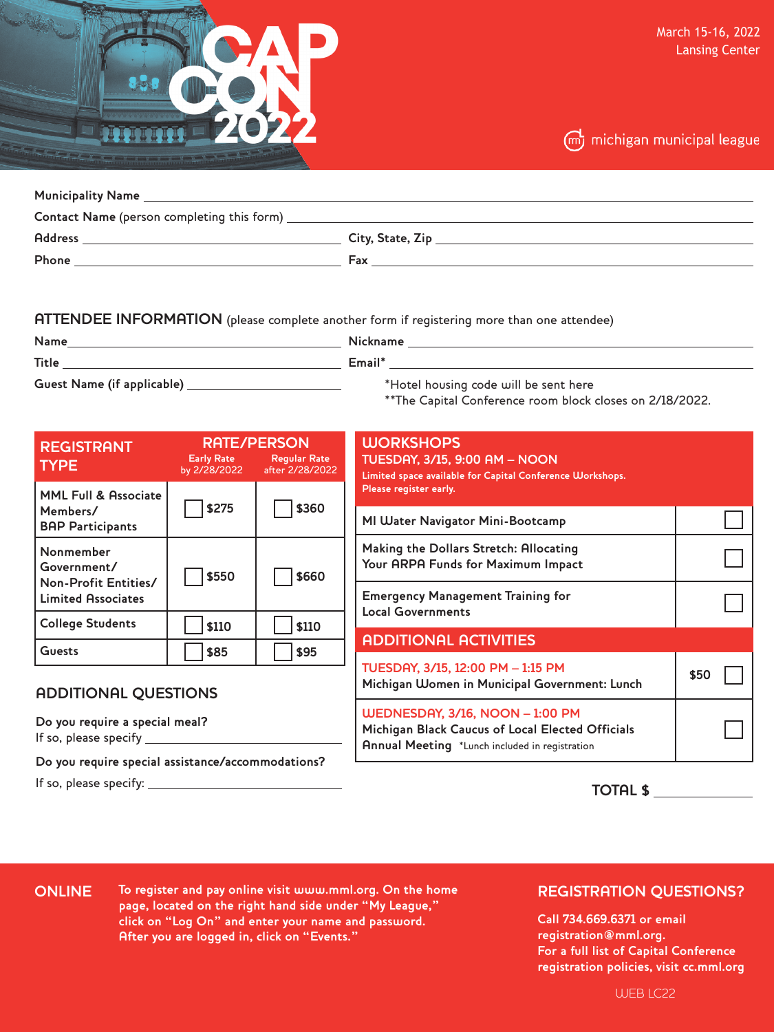# CAP CON 2022

March 15-16, 2022
Lansing Center

michigan municipal league

**Municipality Name** ______________________________

**Contact Name** (person completing this form) ______________________________

**Address** ______________________ **City, State, Zip** ______________________

**Phone** ______________________ **Fax** ______________________

## ATTENDEE INFORMATION (please complete another form if registering more than one attendee)

**Name** ______________________ **Nickname** ______________________

**Title** ______________________ **Email*** ______________________

**Guest Name (if applicable)** ______________________

*Hotel housing code will be sent here
**The Capital Conference room block closes on 2/18/2022.

| REGISTRANT TYPE | RATE/PERSON Early Rate by 2/28/2022 | RATE/PERSON Regular Rate after 2/28/2022 |
|---|---|---|
| MML Full & Associate Members/ BAP Participants | ☐ $275 | ☐ $360 |
| Nonmember Government/ Non-Profit Entities/ Limited Associates | ☐ $550 | ☐ $660 |
| College Students | ☐ $110 | ☐ $110 |
| Guests | ☐ $85 | ☐ $95 |

## ADDITIONAL QUESTIONS

**Do you require a special meal?**
If so, please specify ______________________

**Do you require special assistance/accommodations?**
If so, please specify: ______________________

## WORKSHOPS

**TUESDAY, 3/15, 9:00 AM – NOON**
Limited space available for Capital Conference Workshops. Please register early.

| Workshop | |
|---|---|
| MI Water Navigator Mini-Bootcamp | ☐ |
| Making the Dollars Stretch: Allocating Your ARPA Funds for Maximum Impact | ☐ |
| Emergency Management Training for Local Governments | ☐ |

## ADDITIONAL ACTIVITIES

| Activity | |
|---|---|
| TUESDAY, 3/15, 12:00 PM – 1:15 PM<br>Michigan Women in Municipal Government: Lunch | $50 ☐ |
| WEDNESDAY, 3/16, NOON – 1:00 PM<br>Michigan Black Caucus of Local Elected Officials Annual Meeting *Lunch included in registration | ☐ |

**TOTAL $** ______________

**ONLINE** To register and pay online visit www.mml.org. On the home page, located on the right hand side under "My League," click on "Log On" and enter your name and password. After you are logged in, click on "Events."

**REGISTRATION QUESTIONS?**
Call 734.669.6371 or email registration@mml.org.
For a full list of Capital Conference registration policies, visit cc.mml.org

WEB LC22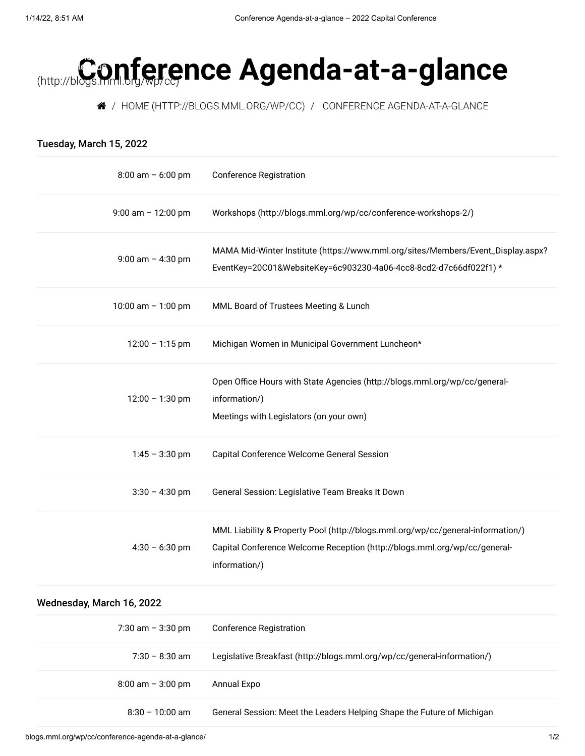# Conference Agenda-at-a-glance

(http://blogs.mml.org/wp/cc)

/ HOME (HTTP://BLOGS.MML.ORG/WP/CC) / CONFERENCE AGENDA-AT-A-GLANCE

### Tuesday, March 15, 2022

| | |
|---|---|
| 8:00 am – 6:00 pm | Conference Registration |
| 9:00 am – 12:00 pm | Workshops (http://blogs.mml.org/wp/cc/conference-workshops-2/) |
| 9:00 am – 4:30 pm | MAMA Mid-Winter Institute (https://www.mml.org/sites/Members/Event_Display.aspx?EventKey=20C01&WebsiteKey=6c903230-4a06-4cc8-8cd2-d7c66df022f1) * |
| 10:00 am – 1:00 pm | MML Board of Trustees Meeting & Lunch |
| 12:00 – 1:15 pm | Michigan Women in Municipal Government Luncheon* |
| 12:00 – 1:30 pm | Open Office Hours with State Agencies (http://blogs.mml.org/wp/cc/general-information/)<br>Meetings with Legislators (on your own) |
| 1:45 – 3:30 pm | Capital Conference Welcome General Session |
| 3:30 – 4:30 pm | General Session: Legislative Team Breaks It Down |
| 4:30 – 6:30 pm | MML Liability & Property Pool (http://blogs.mml.org/wp/cc/general-information/)<br>Capital Conference Welcome Reception (http://blogs.mml.org/wp/cc/general-information/) |

### Wednesday, March 16, 2022

| | |
|---|---|
| 7:30 am – 3:30 pm | Conference Registration |
| 7:30 – 8:30 am | Legislative Breakfast (http://blogs.mml.org/wp/cc/general-information/) |
| 8:00 am – 3:00 pm | Annual Expo |
| 8:30 – 10:00 am | General Session: Meet the Leaders Helping Shape the Future of Michigan |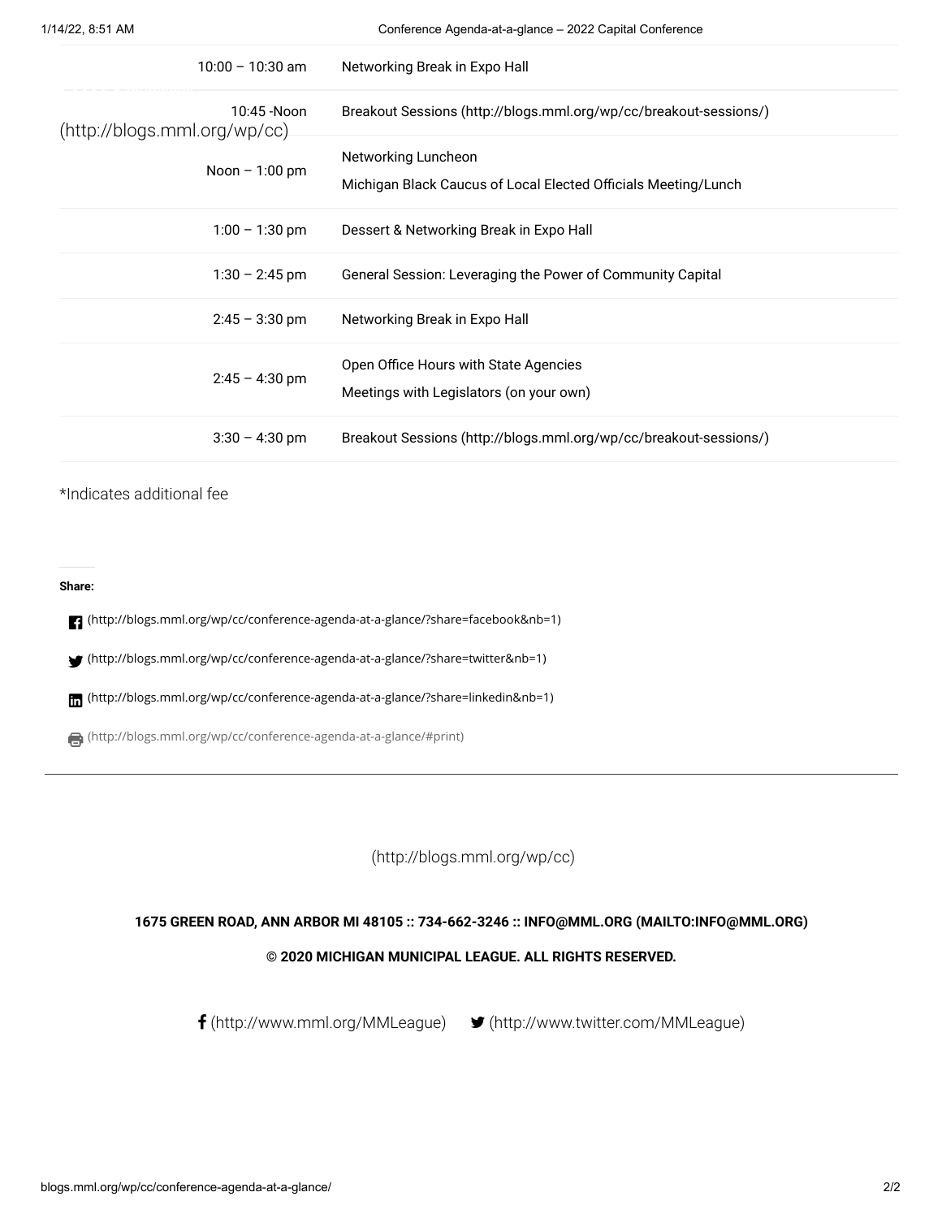| | |
|---|---|
| 10:00 – 10:30 am | Networking Break in Expo Hall |
| 10:45 -Noon | Breakout Sessions (http://blogs.mml.org/wp/cc/breakout-sessions/) |
| Noon – 1:00 pm | Networking Luncheon<br>Michigan Black Caucus of Local Elected Officials Meeting/Lunch |
| 1:00 – 1:30 pm | Dessert & Networking Break in Expo Hall |
| 1:30 – 2:45 pm | General Session: Leveraging the Power of Community Capital |
| 2:45 – 3:30 pm | Networking Break in Expo Hall |
| 2:45 – 4:30 pm | Open Office Hours with State Agencies<br>Meetings with Legislators (on your own) |
| 3:30 – 4:30 pm | Breakout Sessions (http://blogs.mml.org/wp/cc/breakout-sessions/) |

*Indicates additional fee

**Share:**

- (http://blogs.mml.org/wp/cc/conference-agenda-at-a-glance/?share=facebook&nb=1)
- (http://blogs.mml.org/wp/cc/conference-agenda-at-a-glance/?share=twitter&nb=1)
- (http://blogs.mml.org/wp/cc/conference-agenda-at-a-glance/?share=linkedin&nb=1)
- (http://blogs.mml.org/wp/cc/conference-agenda-at-a-glance/#print)

---

(http://blogs.mml.org/wp/cc)

**1675 GREEN ROAD, ANN ARBOR MI 48105 :: 734-662-3246 :: INFO@MML.ORG (MAILTO:INFO@MML.ORG)**

**© 2020 MICHIGAN MUNICIPAL LEAGUE. ALL RIGHTS RESERVED.**

(http://www.mml.org/MMLeague) (http://www.twitter.com/MMLeague)